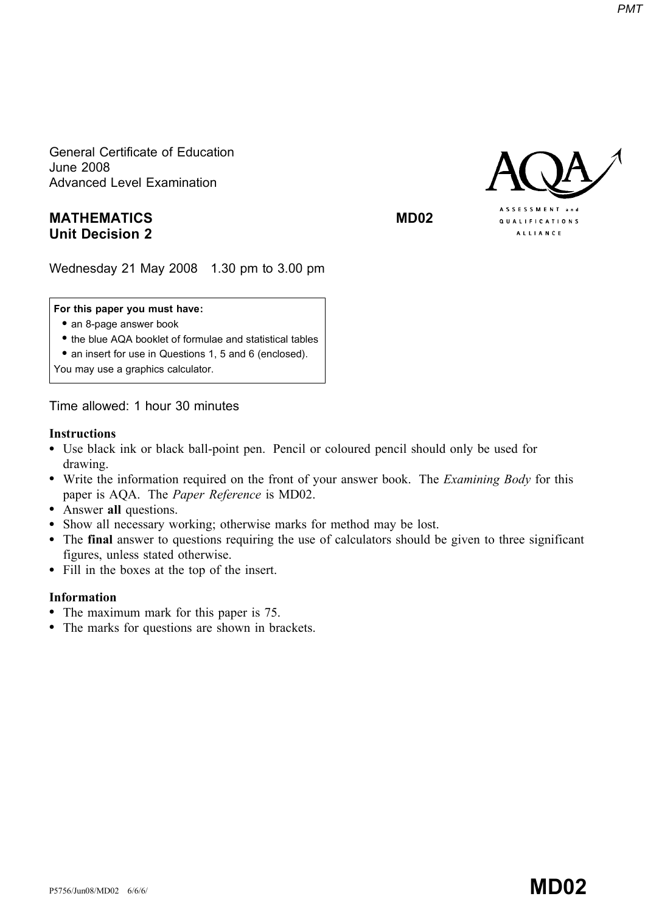General Certificate of Education
June 2008
Advanced Level Examination

**MATHEMATICS** **MD02**
**Unit Decision 2**

Wednesday 21 May 2008 1.30 pm to 3.00 pm

**For this paper you must have:**
- an 8-page answer book
- the blue AQA booklet of formulae and statistical tables
- an insert for use in Questions 1, 5 and 6 (enclosed).

You may use a graphics calculator.

Time allowed: 1 hour 30 minutes

**Instructions**

- Use black ink or black ball-point pen. Pencil or coloured pencil should only be used for drawing.
- Write the information required on the front of your answer book. The *Examining Body* for this paper is AQA. The *Paper Reference* is MD02.
- Answer **all** questions.
- Show all necessary working; otherwise marks for method may be lost.
- The **final** answer to questions requiring the use of calculators should be given to three significant figures, unless stated otherwise.
- Fill in the boxes at the top of the insert.

**Information**

- The maximum mark for this paper is 75.
- The marks for questions are shown in brackets.

P5756/Jun08/MD02 6/6/6/ **MD02**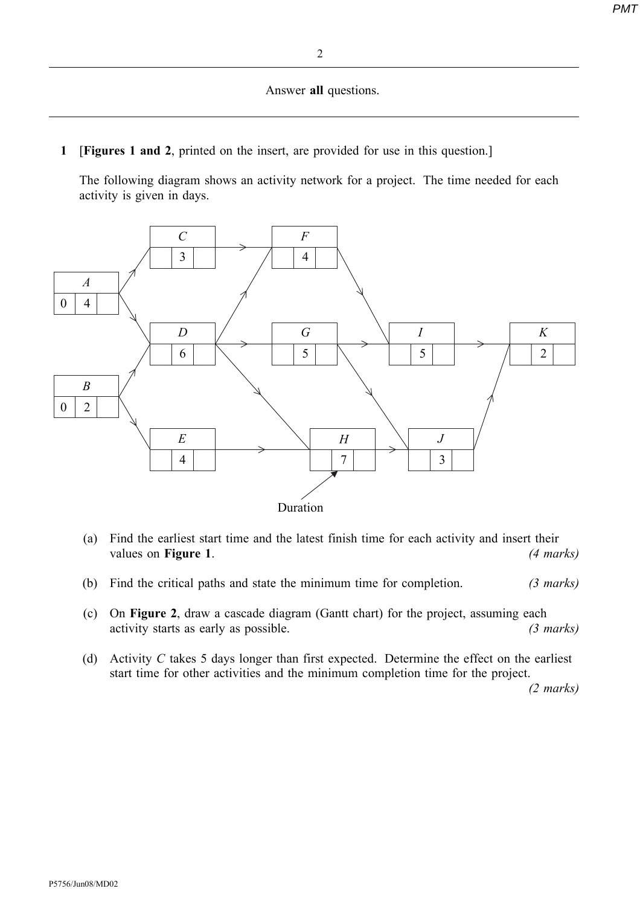Answer **all** questions.

**1** [**Figures 1 and 2**, printed on the insert, are provided for use in this question.]

The following diagram shows an activity network for a project. The time needed for each activity is given in days.

Duration

(a) Find the earliest start time and the latest finish time for each activity and insert their values on **Figure 1**. *(4 marks)*

(b) Find the critical paths and state the minimum time for completion. *(3 marks)*

(c) On **Figure 2**, draw a cascade diagram (Gantt chart) for the project, assuming each activity starts as early as possible. *(3 marks)*

(d) Activity $C$ takes 5 days longer than first expected. Determine the effect on the earliest start time for other activities and the minimum completion time for the project. *(2 marks)*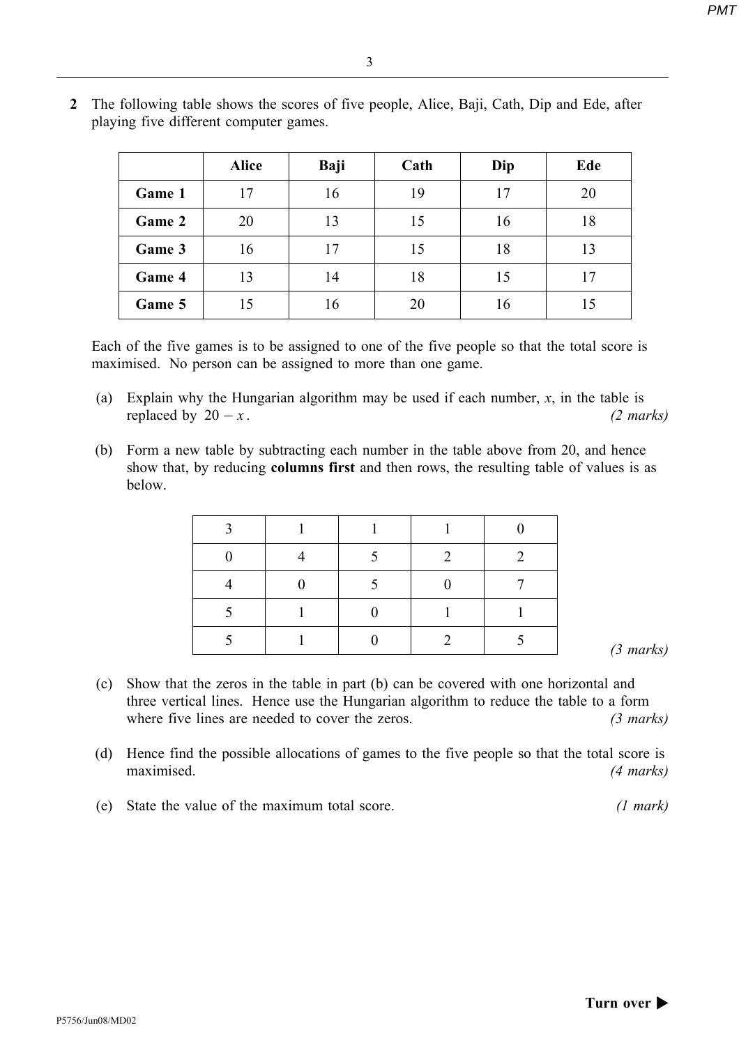**2** The following table shows the scores of five people, Alice, Baji, Cath, Dip and Ede, after playing five different computer games.

| | **Alice** | **Baji** | **Cath** | **Dip** | **Ede** |
|---|---|---|---|---|---|
| **Game 1** | 17 | 16 | 19 | 17 | 20 |
| **Game 2** | 20 | 13 | 15 | 16 | 18 |
| **Game 3** | 16 | 17 | 15 | 18 | 13 |
| **Game 4** | 13 | 14 | 18 | 15 | 17 |
| **Game 5** | 15 | 16 | 20 | 16 | 15 |

Each of the five games is to be assigned to one of the five people so that the total score is maximised. No person can be assigned to more than one game.

(a) Explain why the Hungarian algorithm may be used if each number, $x$, in the table is replaced by $20 - x$. *(2 marks)*

(b) Form a new table by subtracting each number in the table above from 20, and hence show that, by reducing **columns first** and then rows, the resulting table of values is as below.

| | | | | |
|---|---|---|---|---|
| 3 | 1 | 1 | 1 | 0 |
| 0 | 4 | 5 | 2 | 2 |
| 4 | 0 | 5 | 0 | 7 |
| 5 | 1 | 0 | 1 | 1 |
| 5 | 1 | 0 | 2 | 5 |

*(3 marks)*

(c) Show that the zeros in the table in part (b) can be covered with one horizontal and three vertical lines. Hence use the Hungarian algorithm to reduce the table to a form where five lines are needed to cover the zeros. *(3 marks)*

(d) Hence find the possible allocations of games to the five people so that the total score is maximised. *(4 marks)*

(e) State the value of the maximum total score. *(1 mark)*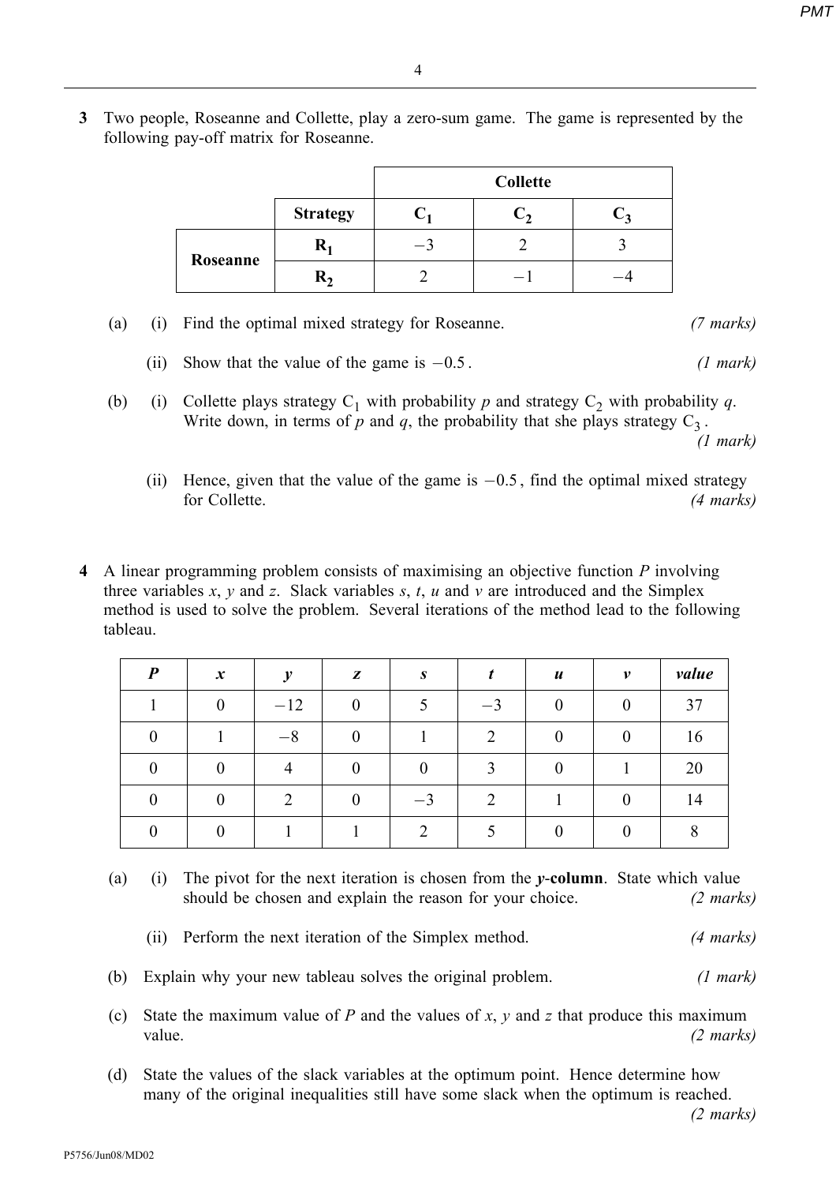**3** Two people, Roseanne and Collette, play a zero-sum game. The game is represented by the following pay-off matrix for Roseanne.

| | | Collette | | |
|---|---|---|---|---|
| | **Strategy** | $\mathbf{C_1}$ | $\mathbf{C_2}$ | $\mathbf{C_3}$ |
| **Roseanne** | $\mathbf{R_1}$ | $-3$ | 2 | 3 |
| | $\mathbf{R_2}$ | 2 | $-1$ | $-4$ |

(a) (i) Find the optimal mixed strategy for Roseanne. *(7 marks)*

(ii) Show that the value of the game is $-0.5$. *(1 mark)*

(b) (i) Collette plays strategy $C_1$ with probability $p$ and strategy $C_2$ with probability $q$. Write down, in terms of $p$ and $q$, the probability that she plays strategy $C_3$. *(1 mark)*

(ii) Hence, given that the value of the game is $-0.5$, find the optimal mixed strategy for Collette. *(4 marks)*

**4** A linear programming problem consists of maximising an objective function $P$ involving three variables $x$, $y$ and $z$. Slack variables $s$, $t$, $u$ and $v$ are introduced and the Simplex method is used to solve the problem. Several iterations of the method lead to the following tableau.

| $P$ | $x$ | $y$ | $z$ | $s$ | $t$ | $u$ | $v$ | *value* |
|---|---|---|---|---|---|---|---|---|
| 1 | 0 | $-12$ | 0 | 5 | $-3$ | 0 | 0 | 37 |
| 0 | 1 | $-8$ | 0 | 1 | 2 | 0 | 0 | 16 |
| 0 | 0 | 4 | 0 | 0 | 3 | 0 | 1 | 20 |
| 0 | 0 | 2 | 0 | $-3$ | 2 | 1 | 0 | 14 |
| 0 | 0 | 1 | 1 | 2 | 5 | 0 | 0 | 8 |

(a) (i) The pivot for the next iteration is chosen from the ***y*-column**. State which value should be chosen and explain the reason for your choice. *(2 marks)*

(ii) Perform the next iteration of the Simplex method. *(4 marks)*

(b) Explain why your new tableau solves the original problem. *(1 mark)*

(c) State the maximum value of $P$ and the values of $x$, $y$ and $z$ that produce this maximum value. *(2 marks)*

(d) State the values of the slack variables at the optimum point. Hence determine how many of the original inequalities still have some slack when the optimum is reached. *(2 marks)*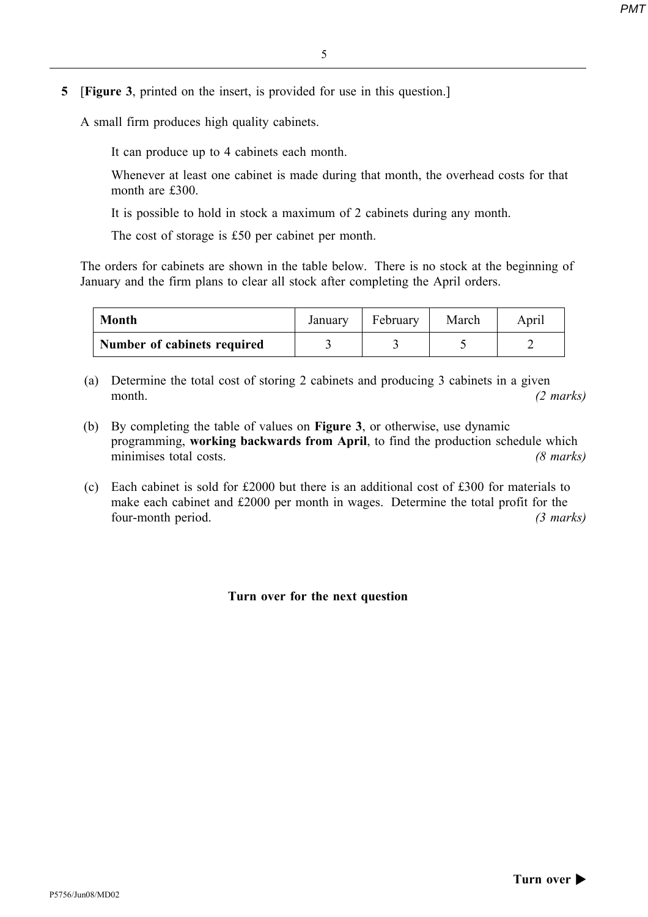**5** [**Figure 3**, printed on the insert, is provided for use in this question.]

A small firm produces high quality cabinets.

It can produce up to 4 cabinets each month.

Whenever at least one cabinet is made during that month, the overhead costs for that month are £300.

It is possible to hold in stock a maximum of 2 cabinets during any month.

The cost of storage is £50 per cabinet per month.

The orders for cabinets are shown in the table below. There is no stock at the beginning of January and the firm plans to clear all stock after completing the April orders.

| **Month** | January | February | March | April |
|---|---|---|---|---|
| **Number of cabinets required** | 3 | 3 | 5 | 2 |

(a) Determine the total cost of storing 2 cabinets and producing 3 cabinets in a given month. *(2 marks)*

(b) By completing the table of values on **Figure 3**, or otherwise, use dynamic programming, **working backwards from April**, to find the production schedule which minimises total costs. *(8 marks)*

(c) Each cabinet is sold for £2000 but there is an additional cost of £300 for materials to make each cabinet and £2000 per month in wages. Determine the total profit for the four-month period. *(3 marks)*

**Turn over for the next question**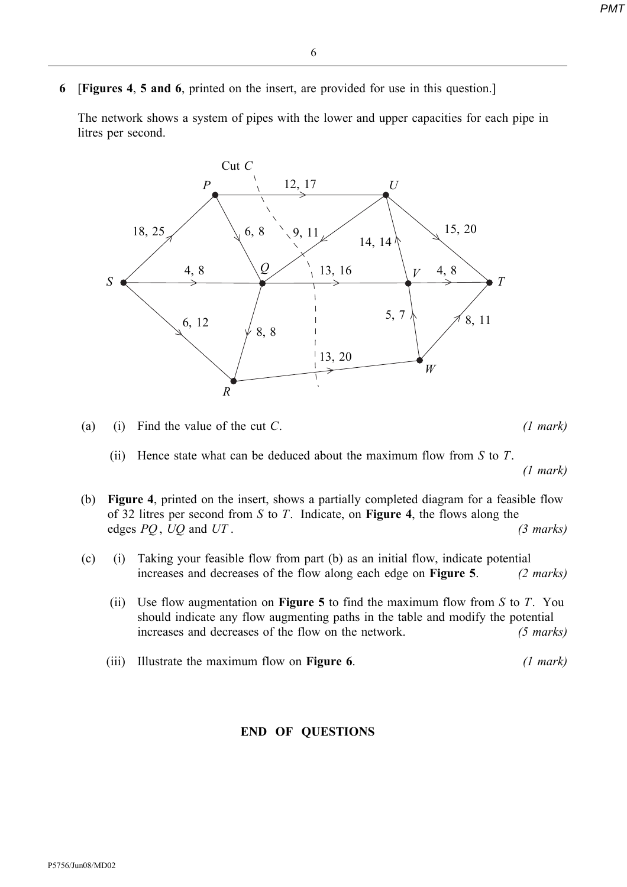**6** [**Figures 4**, **5 and 6**, printed on the insert, are provided for use in this question.]

The network shows a system of pipes with the lower and upper capacities for each pipe in litres per second.

(a) (i) Find the value of the cut $C$. *(1 mark)*

(ii) Hence state what can be deduced about the maximum flow from $S$ to $T$. *(1 mark)*

(b) **Figure 4**, printed on the insert, shows a partially completed diagram for a feasible flow of 32 litres per second from $S$ to $T$. Indicate, on **Figure 4**, the flows along the edges $PQ$, $UQ$ and $UT$. *(3 marks)*

(c) (i) Taking your feasible flow from part (b) as an initial flow, indicate potential increases and decreases of the flow along each edge on **Figure 5**. *(2 marks)*

(ii) Use flow augmentation on **Figure 5** to find the maximum flow from $S$ to $T$. You should indicate any flow augmenting paths in the table and modify the potential increases and decreases of the flow on the network. *(5 marks)*

(iii) Illustrate the maximum flow on **Figure 6**. *(1 mark)*

**END OF QUESTIONS**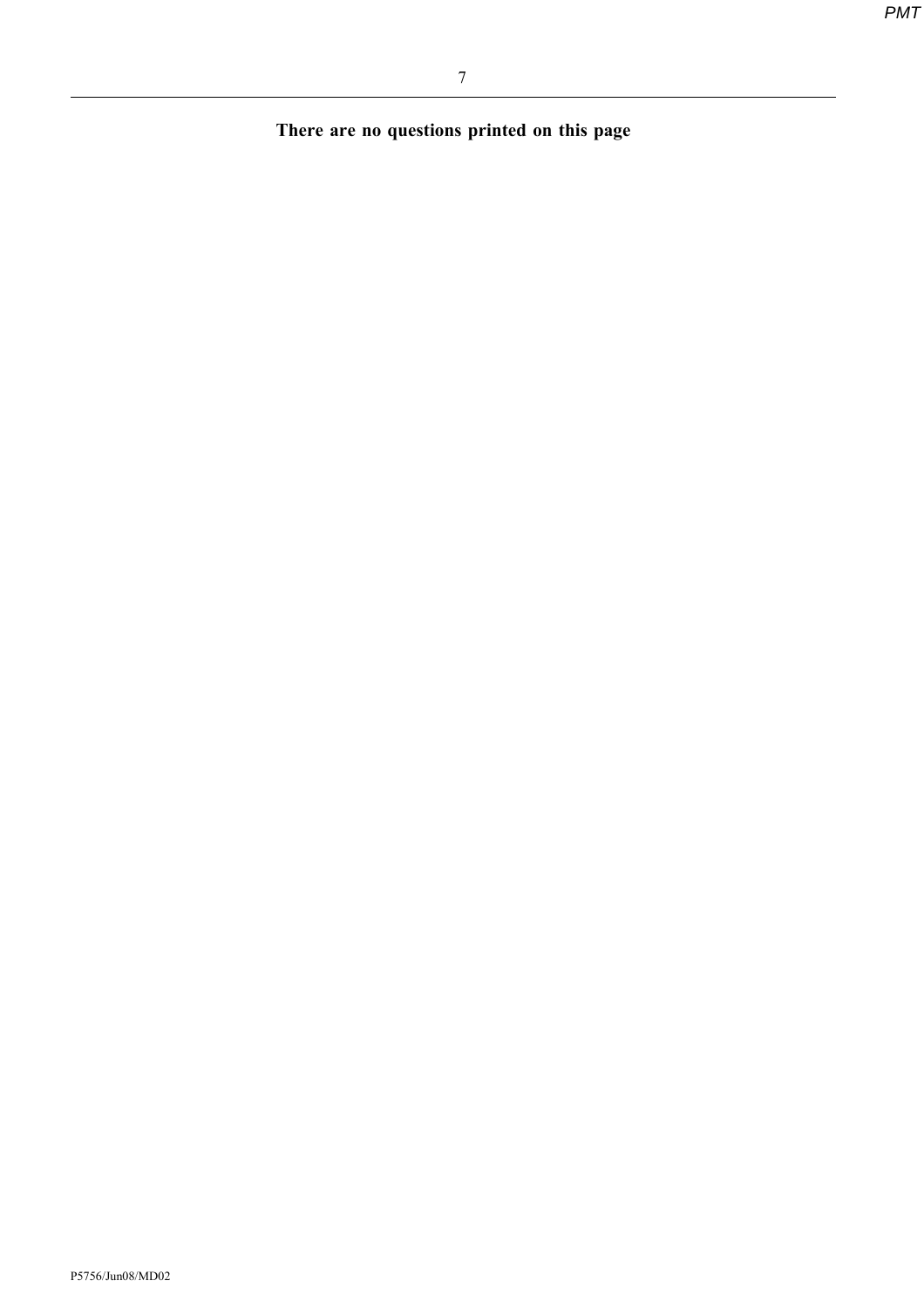**There are no questions printed on this page**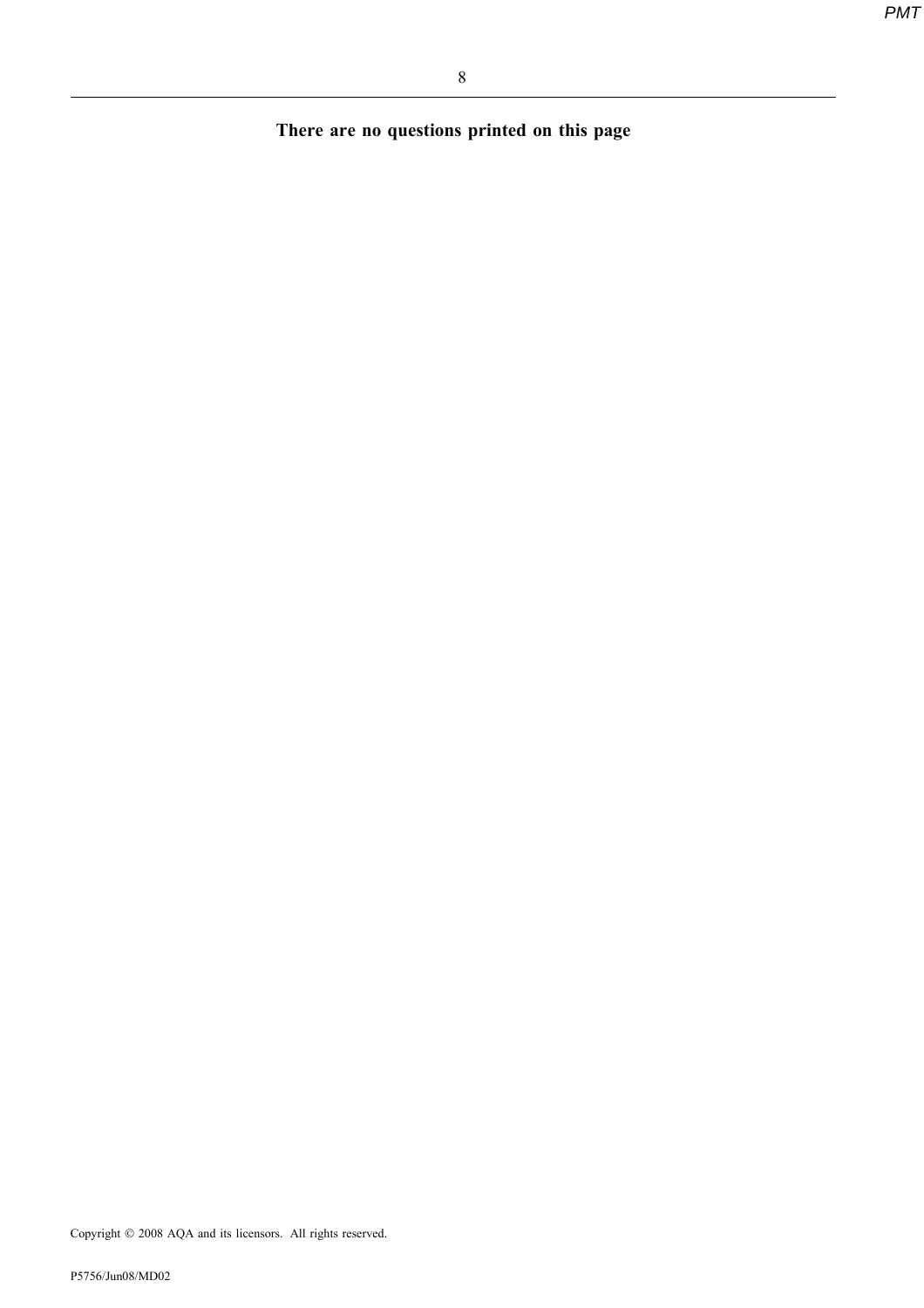**There are no questions printed on this page**

Copyright © 2008 AQA and its licensors. All rights reserved.

P5756/Jun08/MD02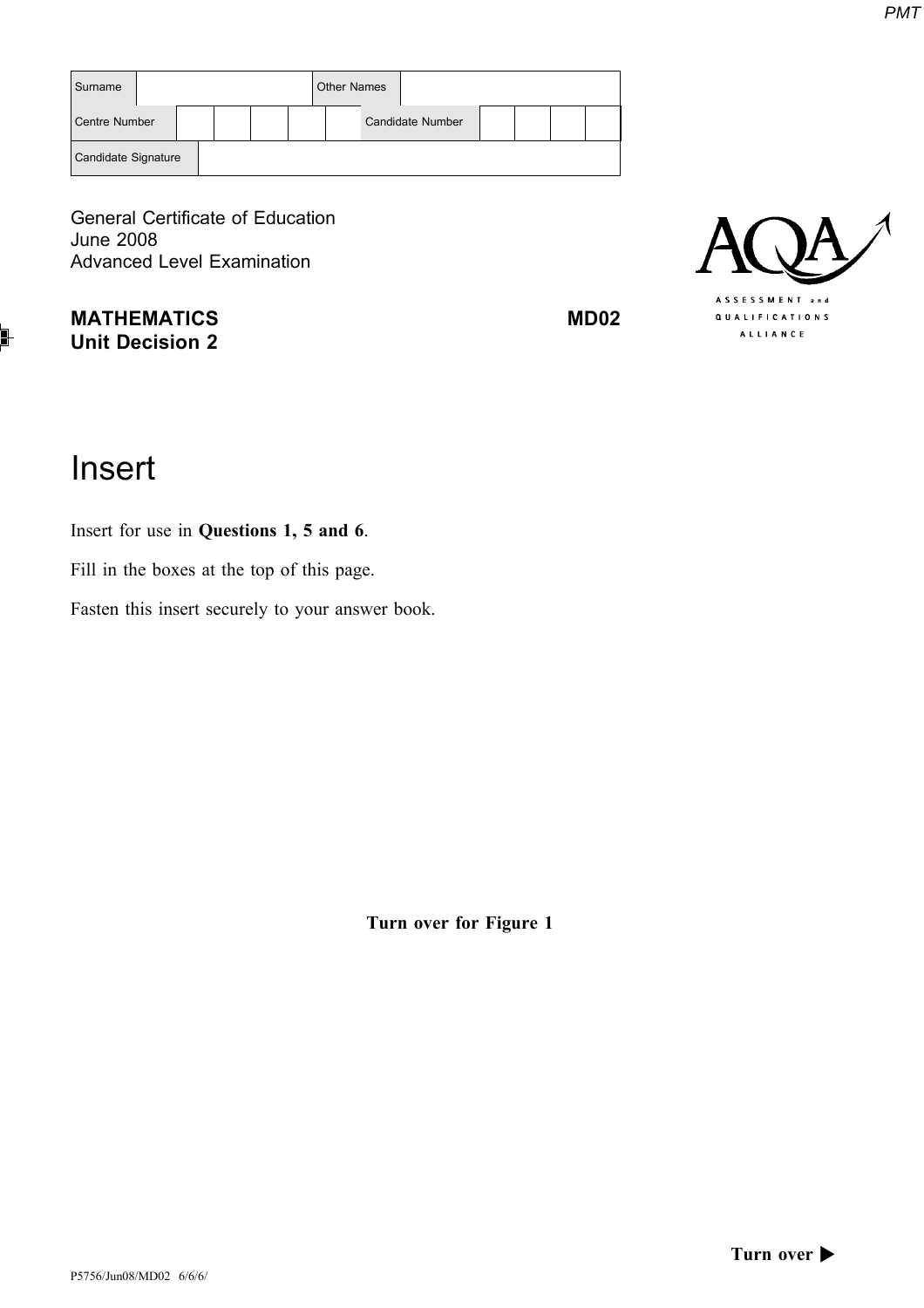| Surname | | Other Names | |
|---|---|---|---|
| Centre Number | | Candidate Number | |
| Candidate Signature | | | |

General Certificate of Education
June 2008
Advanced Level Examination

**MATHEMATICS** **MD02**
**Unit Decision 2**

# Insert

Insert for use in **Questions 1, 5 and 6**.

Fill in the boxes at the top of this page.

Fasten this insert securely to your answer book.

**Turn over for Figure 1**

**Turn over ▶**

P5756/Jun08/MD02 6/6/6/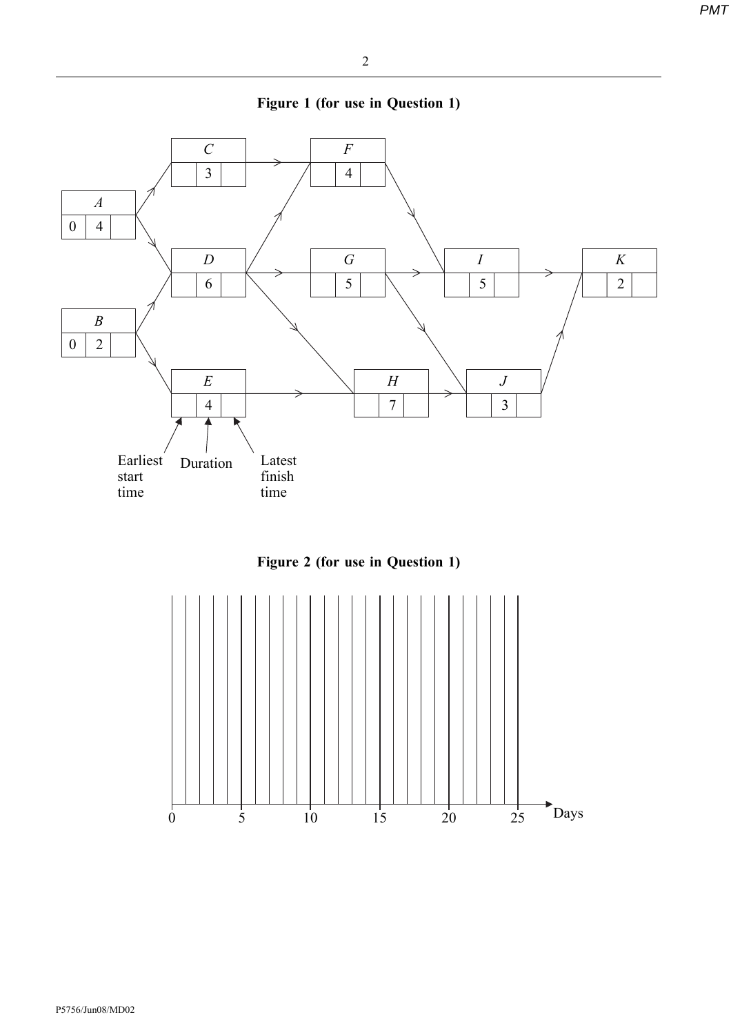**Figure 1 (for use in Question 1)**

**Figure 2 (for use in Question 1)**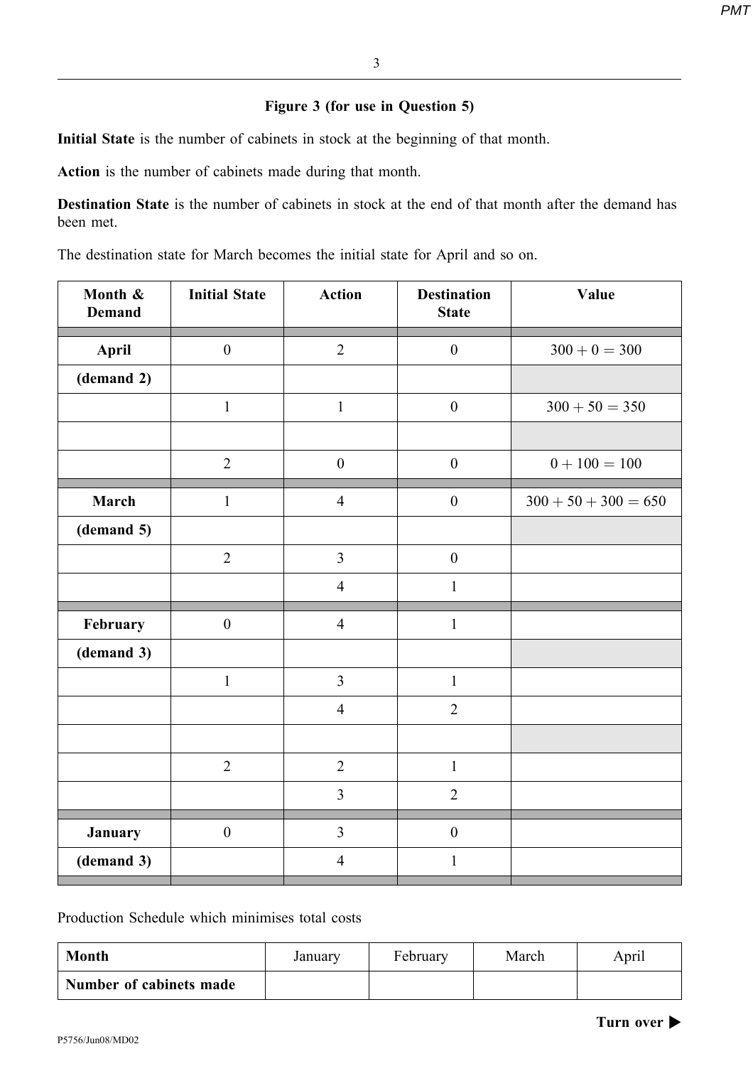**Figure 3 (for use in Question 5)**

**Initial State** is the number of cabinets in stock at the beginning of that month.

**Action** is the number of cabinets made during that month.

**Destination State** is the number of cabinets in stock at the end of that month after the demand has been met.

The destination state for March becomes the initial state for April and so on.

| Month & Demand | Initial State | Action | Destination State | Value |
|---|---|---|---|---|
| **April** | 0 | 2 | 0 | $300 + 0 = 300$ |
| **(demand 2)** | | | | |
| | 1 | 1 | 0 | $300 + 50 = 350$ |
| | | | | |
| | 2 | 0 | 0 | $0 + 100 = 100$ |
| **March** | 1 | 4 | 0 | $300 + 50 + 300 = 650$ |
| **(demand 5)** | | | | |
| | 2 | 3 | 0 | |
| | | 4 | 1 | |
| **February** | 0 | 4 | 1 | |
| **(demand 3)** | | | | |
| | 1 | 3 | 1 | |
| | | 4 | 2 | |
| | | | | |
| | 2 | 2 | 1 | |
| | | 3 | 2 | |
| **January** | 0 | 3 | 0 | |
| **(demand 3)** | | 4 | 1 | |

Production Schedule which minimises total costs

| **Month** | January | February | March | April |
|---|---|---|---|---|
| **Number of cabinets made** | | | | |

**Turn over ▶**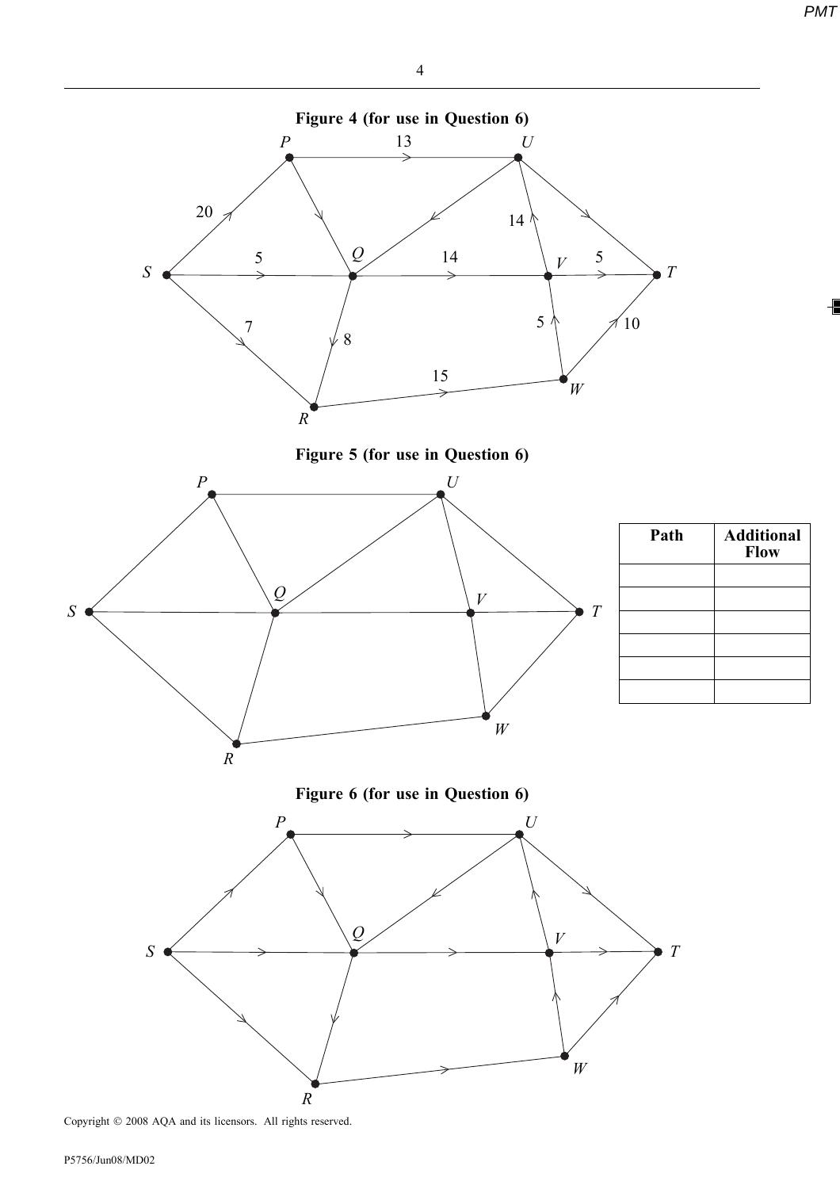**Figure 4 (for use in Question 6)**

P 13 U
20
14
5 Q 14 V 5
S T
7 5 10
8
15
W
R

**Figure 5 (for use in Question 6)**

P U
Q V
S T
W
R

| Path | Additional Flow |
|---|---|
| | |
| | |
| | |
| | |
| | |
| | |

**Figure 6 (for use in Question 6)**

P U
Q V
S T
W
R

Copyright © 2008 AQA and its licensors. All rights reserved.

P5756/Jun08/MD02